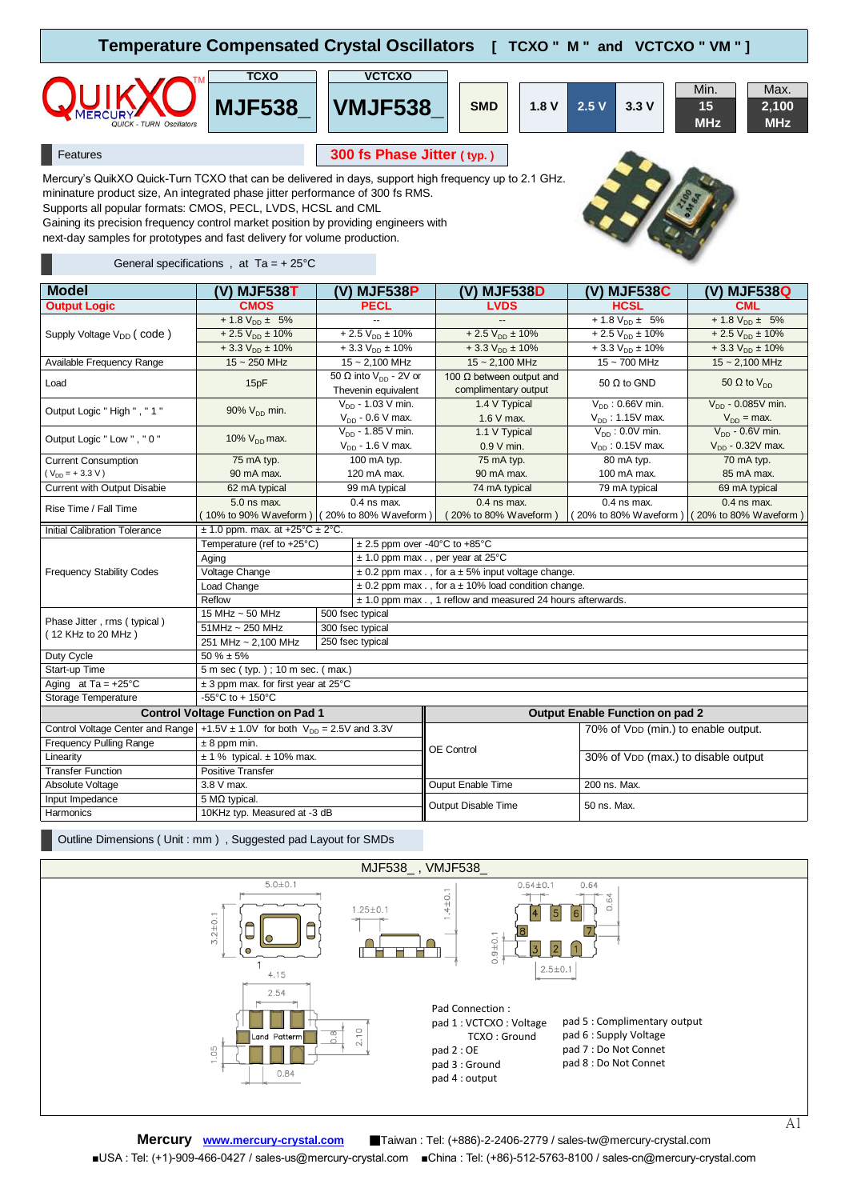# Temperature Compensated Crystal Oscillators [ TCXO " M " and VCTCXO " VM " ]

QUIKXO™ MERCURY QUICK - TURN Oscillators

| TCXO | VCTCXO | | | | | Min. | Max. |
|---|---|---|---|---|---|---|---|
| MJF538_ | VMJF538_ | SMD | 1.8 V | 2.5 V | 3.3 V | 15 MHz | 2,100 MHz |

## Features

**300 fs Phase Jitter ( typ. )**

Mercury's QuikXO Quick-Turn TCXO that can be delivered in days, support high frequency up to 2.1 GHz.
mininature product size, An integrated phase jitter performance of 300 fs RMS.
Supports all popular formats: CMOS, PECL, LVDS, HCSL and CML
Gaining its precision frequency control market position by providing engineers with
next-day samples for prototypes and fast delivery for volume production.

## General specifications , at Ta = + 25°C

| Model | (V) MJF538T | (V) MJF538P | (V) MJF538D | (V) MJF538C | (V) MJF538Q |
|---|---|---|---|---|---|
| Output Logic | CMOS | PECL | LVDS | HCSL | CML |
| Supply Voltage $V_{DD}$ ( code ) | + 1.8 $V_{DD}$ ± 5%<br>+ 2.5 $V_{DD}$ ± 10%<br>+ 3.3 $V_{DD}$ ± 10% | --<br>+ 2.5 $V_{DD}$ ± 10%<br>+ 3.3 $V_{DD}$ ± 10% | --<br>+ 2.5 $V_{DD}$ ± 10%<br>+ 3.3 $V_{DD}$ ± 10% | + 1.8 $V_{DD}$ ± 5%<br>+ 2.5 $V_{DD}$ ± 10%<br>+ 3.3 $V_{DD}$ ± 10% | + 1.8 $V_{DD}$ ± 5%<br>+ 2.5 $V_{DD}$ ± 10%<br>+ 3.3 $V_{DD}$ ± 10% |
| Available Frequency Range | 15 ~ 250 MHz | 15 ~ 2,100 MHz | 15 ~ 2,100 MHz | 15 ~ 700 MHz | 15 ~ 2,100 MHz |
| Load | 15pF | 50 Ω into $V_{DD}$ - 2V or Thevenin equivalent | 100 Ω between output and complimentary output | 50 Ω to GND | 50 Ω to $V_{DD}$ |
| Output Logic " High " , " 1 " | 90% $V_{DD}$ min. | $V_{DD}$ - 1.03 V min.<br>$V_{DD}$ - 0.6 V max. | 1.4 V Typical<br>1.6 V max. | $V_{DD}$ : 0.66V min.<br>$V_{DD}$ : 1.15V max. | $V_{DD}$ - 0.085V min.<br>$V_{DD}$ = max. |
| Output Logic " Low " , " 0 " | 10% $V_{DD}$ max. | $V_{DD}$ - 1.85 V min.<br>$V_{DD}$ - 1.6 V max. | 1.1 V Typical<br>0.9 V min. | $V_{DD}$ : 0.0V min.<br>$V_{DD}$ : 0.15V max. | $V_{DD}$ - 0.6V min.<br>$V_{DD}$ - 0.32V max. |
| Current Consumption ( $V_{DD}$ = + 3.3 V ) | 75 mA typ.<br>90 mA max. | 100 mA typ.<br>120 mA max. | 75 mA typ.<br>90 mA max. | 80 mA typ.<br>100 mA max. | 70 mA typ.<br>85 mA max. |
| Current with Output Disabie | 62 mA typical | 99 mA typical | 74 mA typical | 79 mA typical | 69 mA typical |
| Rise Time / Fall Time | 5.0 ns max.<br>( 10% to 90% Waveform ) | 0.4 ns max.<br>( 20% to 80% Waveform ) | 0.4 ns max.<br>( 20% to 80% Waveform ) | 0.4 ns max.<br>( 20% to 80% Waveform ) | 0.4 ns max.<br>( 20% to 80% Waveform ) |

| Parameter | | |
|---|---|---|
| Initial Calibration Tolerance | ± 1.0 ppm. max. at +25°C ± 2°C. | |
| Frequency Stability Codes | Temperature (ref to +25°C) | ± 2.5 ppm over -40°C to +85°C |
| | Aging | ± 1.0 ppm max . , per year at 25°C |
| | Voltage Change | ± 0.2 ppm max . , for a ± 5% input voltage change. |
| | Load Change | ± 0.2 ppm max . , for a ± 10% load condition change. |
| | Reflow | ± 1.0 ppm max . , 1 reflow and measured 24 hours afterwards. |
| Phase Jitter , rms ( typical ) ( 12 KHz to 20 MHz ) | 15 MHz ~ 50 MHz | 500 fsec typical |
| | 51MHz ~ 250 MHz | 300 fsec typical |
| | 251 MHz ~ 2,100 MHz | 250 fsec typical |
| Duty Cycle | 50 % ± 5% | |
| Start-up Time | 5 m sec ( typ. ) ; 10 m sec. ( max.) | |
| Aging at Ta = +25°C | ± 3 ppm max. for first year at 25°C | |
| Storage Temperature | -55°C to + 150°C | |

| Control Voltage Function on Pad 1 | |
|---|---|
| Control Voltage Center and Range | +1.5V ± 1.0V for both $V_{DD}$ = 2.5V and 3.3V |
| Frequency Pulling Range | ± 8 ppm min. |
| Linearity | ± 1 % typical. ± 10% max. |
| Transfer Function | Positive Transfer |
| Absolute Voltage | 3.8 V max. |
| Input Impedance | 5 MΩ typical. |
| Harmonics | 10KHz typ. Measured at -3 dB |

| Output Enable Function on pad 2 | |
|---|---|
| OE Control | 70% of VDD (min.) to enable output.<br>30% of VDD (max.) to disable output |
| Ouput Enable Time | 200 ns. Max. |
| Output Disable Time | 50 ns. Max. |

## Outline Dimensions ( Unit : mm ) , Suggested pad Layout for SMDs

MJF538_ , VMJF538_

Dimensions: 5.0±0.1, 3.2±0.1, 1.25±0.1, 1.4±0.1, 0.64±0.1, 0.64, 0.9±0.1, 2.5±0.1, 4.15, 2.54, 0.8, 2.10, 1.05, 0.84, Land Pattern

Pad Connection :

- pad 1 : VCTCXO : Voltage
  TCXO : Ground
- pad 2 : OE
- pad 3 : Ground
- pad 4 : output
- pad 5 : Complimentary output
- pad 6 : Supply Voltage
- pad 7 : Do Not Connect
- pad 8 : Do Not Connect

**Mercury** www.mercury-crystal.com ■Taiwan : Tel: (+886)-2-2406-2779 / sales-tw@mercury-crystal.com
■USA : Tel: (+1)-909-466-0427 / sales-us@mercury-crystal.com ■China : Tel: (+86)-512-5763-8100 / sales-cn@mercury-crystal.com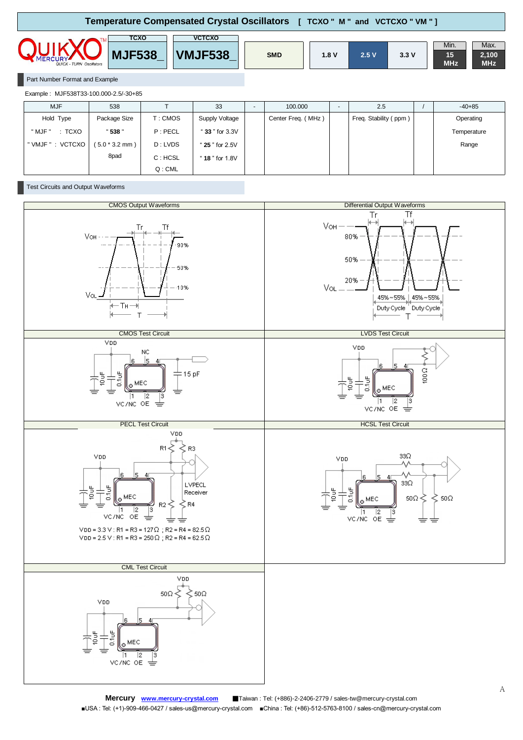# Temperature Compensated Crystal Oscillators [ TCXO " M " and VCTCXO " VM " ]

QUIKXO™ MERCURY QUICK - TURN Oscillators

| TCXO | VCTCXO | | | | | Min. | Max. |
|---|---|---|---|---|---|---|---|
| MJF538_ | VMJF538_ | SMD | 1.8 V | 2.5 V | 3.3 V | 15 MHz | 2,100 MHz |

## Part Number Format and Example

Example : MJF538T33-100.000-2.5/-30+85

| MJF | 538 | T | 33 | - | 100.000 | - | 2.5 | / | -40+85 |
|---|---|---|---|---|---|---|---|---|---|
| Hold Type | Package Size | T : CMOS | Supply Voltage | | Center Freq. ( MHz ) | | Freq. Stability ( ppm ) | | Operating |
| " MJF " : TCXO | " 538 " | P : PECL | " 33 " for 3.3V | | | | | | Temperature |
| " VMJF " : VCTCXO | ( 5.0 * 3.2 mm ) | D : LVDS | " 25 " for 2.5V | | | | | | Range |
| | 8pad | C : HCSL | " 18 " for 1.8V | | | | | | |
| | | Q : CML | | | | | | | |

## Test Circuits and Output Waveforms

CMOS Output Waveforms

Tr Tf VOH 90% 50% 10% VOL TH T

Differential Output Waveforms

Tr Tf VOH 80% 50% 20% VOL 45%~55% Duty Cycle 45%~55% Duty Cycle T

CMOS Test Circuit

VDD NC 6 5 4 10uF 0.1uF MEC 15 pF 1 2 3 VC/NC OE

LVDS Test Circuit

VDD 6 5 4 10uF 0.1uF MEC 100Ω 1 2 3 VC/NC OE

PECL Test Circuit

VDD R1 R3 VDD 6 5 4 10uF 0.1uF MEC LVPECL Receiver R2 R4 1 2 3 VC/NC OE

VDD = 3.3 V : R1 = R3 = 127Ω ; R2 = R4 = 82.5Ω
VDD = 2.5 V : R1 = R3 = 250Ω ; R2 = R4 = 62.5Ω

HCSL Test Circuit

VDD 33Ω 33Ω 6 5 4 10uF 0.1uF MEC 50Ω 50Ω 1 2 3 VC/NC OE

CML Test Circuit

VDD 50Ω 50Ω VDD 6 5 4 10uF 0.1uF MEC 1 2 3 VC/NC OE

A

**Mercury** www.mercury-crystal.com ■Taiwan : Tel: (+886)-2-2406-2779 / sales-tw@mercury-crystal.com
■USA : Tel: (+1)-909-466-0427 / sales-us@mercury-crystal.com ■China : Tel: (+86)-512-5763-8100 / sales-cn@mercury-crystal.com